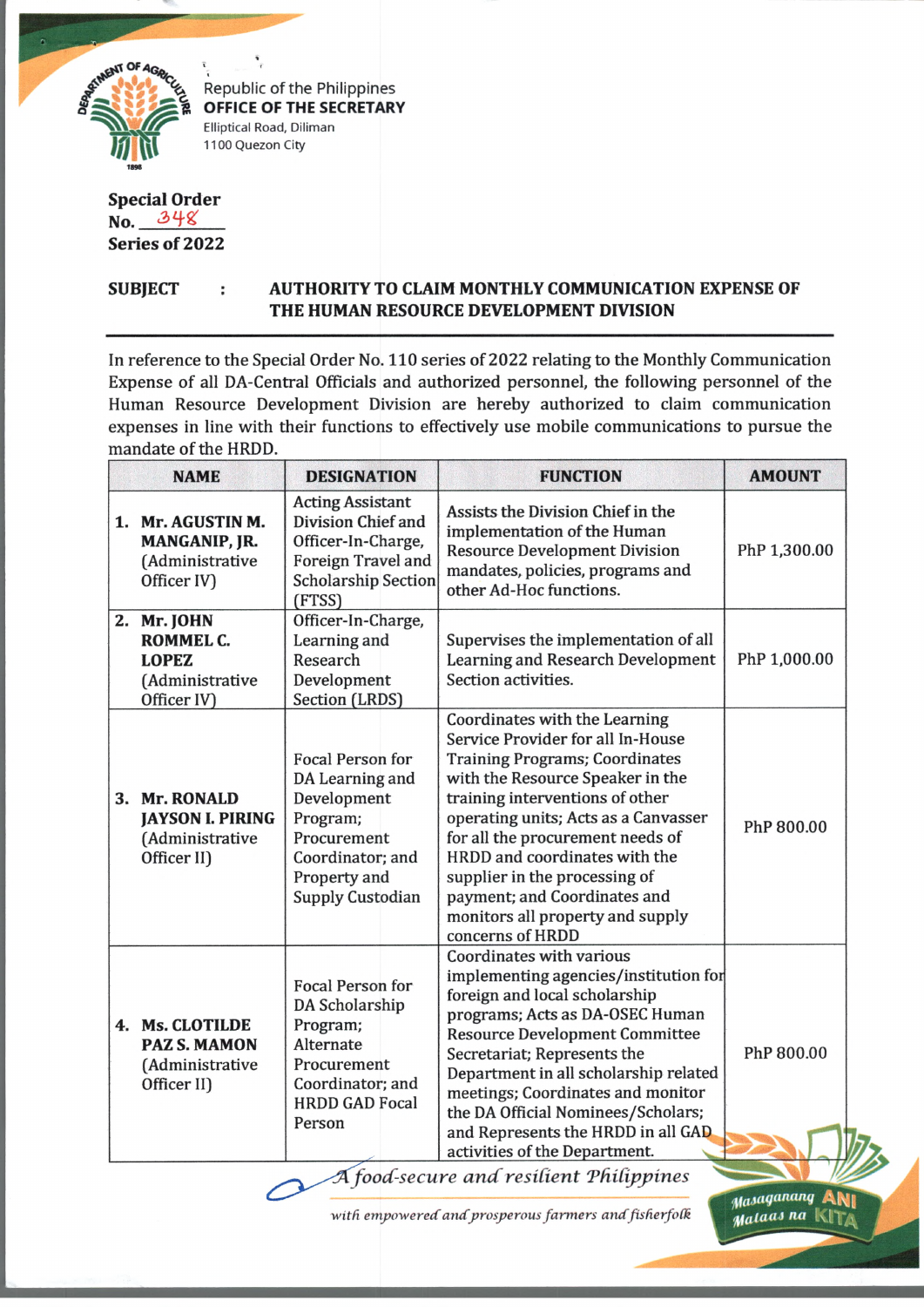Republic of the Philippines
**OFFICE OF THE SECRETARY**
Elliptical Road, Diliman
1100 Quezon City

**Special Order**
**No. 348**
**Series of 2022**

**SUBJECT : AUTHORITY TO CLAIM MONTHLY COMMUNICATION EXPENSE OF THE HUMAN RESOURCE DEVELOPMENT DIVISION**

In reference to the Special Order No. 110 series of 2022 relating to the Monthly Communication Expense of all DA-Central Officials and authorized personnel, the following personnel of the Human Resource Development Division are hereby authorized to claim communication expenses in line with their functions to effectively use mobile communications to pursue the mandate of the HRDD.

| NAME | DESIGNATION | FUNCTION | AMOUNT |
|---|---|---|---|
| 1. **Mr. AGUSTIN M. MANGANIP, JR.** (Administrative Officer IV) | Acting Assistant Division Chief and Officer-In-Charge, Foreign Travel and Scholarship Section (FTSS) | Assists the Division Chief in the implementation of the Human Resource Development Division mandates, policies, programs and other Ad-Hoc functions. | PhP 1,300.00 |
| 2. **Mr. JOHN ROMMEL C. LOPEZ** (Administrative Officer IV) | Officer-In-Charge, Learning and Research Development Section (LRDS) | Supervises the implementation of all Learning and Research Development Section activities. | PhP 1,000.00 |
| 3. **Mr. RONALD JAYSON I. PIRING** (Administrative Officer II) | Focal Person for DA Learning and Development Program; Procurement Coordinator; and Property and Supply Custodian | Coordinates with the Learning Service Provider for all In-House Training Programs; Coordinates with the Resource Speaker in the training interventions of other operating units; Acts as a Canvasser for all the procurement needs of HRDD and coordinates with the supplier in the processing of payment; and Coordinates and monitors all property and supply concerns of HRDD | PhP 800.00 |
| 4. **Ms. CLOTILDE PAZ S. MAMON** (Administrative Officer II) | Focal Person for DA Scholarship Program; Alternate Procurement Coordinator; and HRDD GAD Focal Person | Coordinates with various implementing agencies/institution for foreign and local scholarship programs; Acts as DA-OSEC Human Resource Development Committee Secretariat; Represents the Department in all scholarship related meetings; Coordinates and monitor the DA Official Nominees/Scholars; and Represents the HRDD in all GAD activities of the Department. | PhP 800.00 |

*A food-secure and resilient Philippines*
*with empowered and prosperous farmers and fisherfolk*

Masaganang ANI Mataas na KITA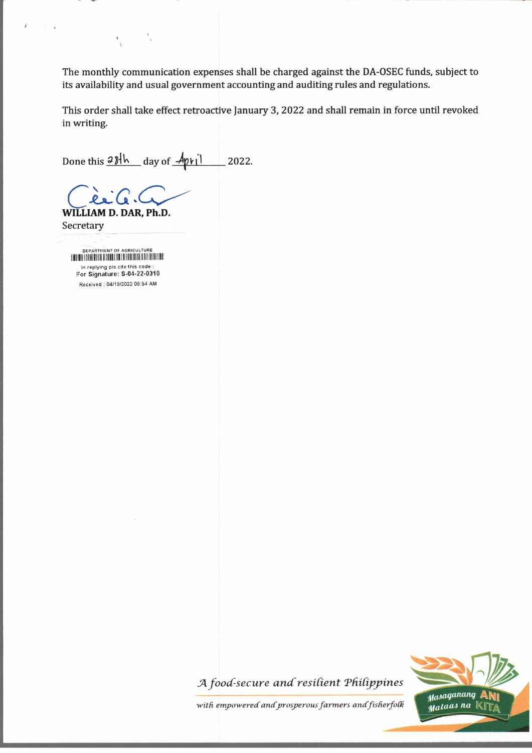The monthly communication expenses shall be charged against the DA-OSEC funds, subject to its availability and usual government accounting and auditing rules and regulations.

This order shall take effect retroactive January 3, 2022 and shall remain in force until revoked in writing.

Done this 28th day of April 2022.

**WILLIAM D. DAR, Ph.D.**
Secretary

DEPARTMENT OF AGRICULTURE
in replying pls cite this code :
For Signature: S-04-22-0310
Received : 04/19/2022 09:54 AM

*A food-secure and resilient Philippines*

*with empowered and prosperous farmers and fisherfolk*

Masaganang ANI Mataas na KITA